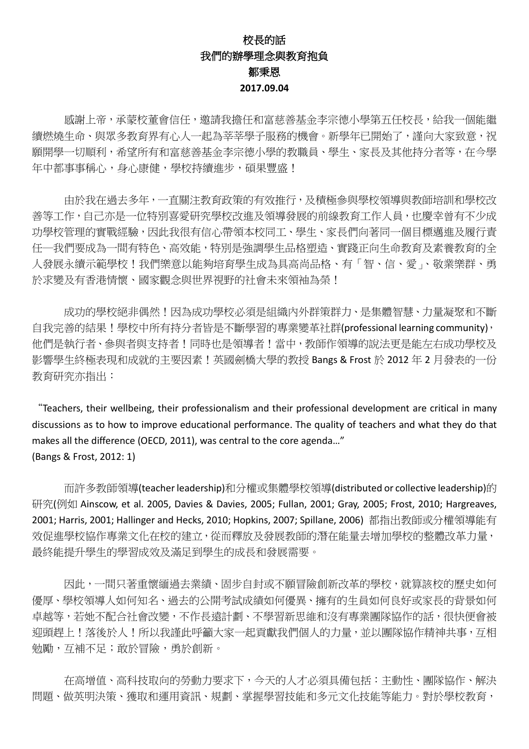# 校長的話

## 我們的辦學理念與教育抱負

**鄒秉恩**

**2017.09.04**

感謝上帝，承蒙校董會信任，邀請我擔任和富慈善基金李宗德小學第五任校長，給我一個能繼續燃燒生命、與眾多教育界有心人一起為莘莘學子服務的機會。新學年已開始了，謹向大家致意，祝願開學一切順利，希望所有和富慈善基金李宗德小學的教職員、學生、家長及其他持分者等，在今學年中都事事稱心，身心康健，學校持續進步，碩果豐盛！

由於我在過去多年，一直關注教育政策的有效推行，及積極參與學校領導與教師培訓和學校改善等工作，自己亦是一位特別喜愛研究學校改進及領導發展的前線教育工作人員，也慶幸曾有不少成功學校管理的實戰經驗，因此我很有信心帶領本校同工、學生、家長們向著同一個目標邁進及履行責任—我們要成為一間有特色、高效能，特別是強調學生品格塑造、實踐正向生命教育及素養教育的全人發展永續示範學校！我們樂意以能夠培育學生成為具高尚品格、有「智、信、愛」、敬業樂群、勇於求變及有香港情懷、國家觀念與世界視野的社會未來領袖為榮！

成功的學校絕非偶然！因為成功學校必須是組織內外群策群力、是集體智慧、力量凝聚和不斷自我完善的結果！學校中所有持分者皆是不斷學習的專業變革社群(professional learning community)，他們是執行者、參與者與支持者！同時也是領導者！當中，教師作領導的說法更是能左右成功學校及影響學生終極表現和成就的主要因素！英國劍橋大學的教授 Bangs & Frost 於 2012 年 2 月發表的一份教育研究亦指出：

"Teachers, their wellbeing, their professionalism and their professional development are critical in many discussions as to how to improve educational performance. The quality of teachers and what they do that makes all the difference (OECD, 2011), was central to the core agenda…"
(Bangs & Frost, 2012: 1)

而許多教師領導(teacher leadership)和分權或集體學校領導(distributed or collective leadership)的研究(例如 Ainscow, et al. 2005, Davies & Davies, 2005; Fullan, 2001; Gray, 2005; Frost, 2010; Hargreaves, 2001; Harris, 2001; Hallinger and Hecks, 2010; Hopkins, 2007; Spillane, 2006) 都指出教師或分權領導能有效促進學校協作專業文化在校的建立，從而釋放及發展教師的潛在能量去增加學校的整體改革力量，最終能提升學生的學習成效及滿足到學生的成長和發展需要。

因此，一間只著重懷緬過去業績、固步自封或不願冒險創新改革的學校，就算該校的歷史如何優厚、學校領導人如何知名、過去的公開考試成績如何優異、擁有的生員如何良好或家長的背景如何卓越等，若她不配合社會改變，不作長遠計劃、不學習新思維和沒有專業團隊協作的話，很快便會被迎頭趕上！落後於人！所以我謹此呼籲大家一起貢獻我們個人的力量，並以團隊協作精神共事，互相勉勵，互補不足；敢於冒險，勇於創新。

在高增值、高科技取向的勞動力要求下，今天的人才必須具備包括：主動性、團隊協作、解決問題、做英明決策、獲取和運用資訊、規劃、掌握學習技能和多元文化技能等能力。對於學校教育，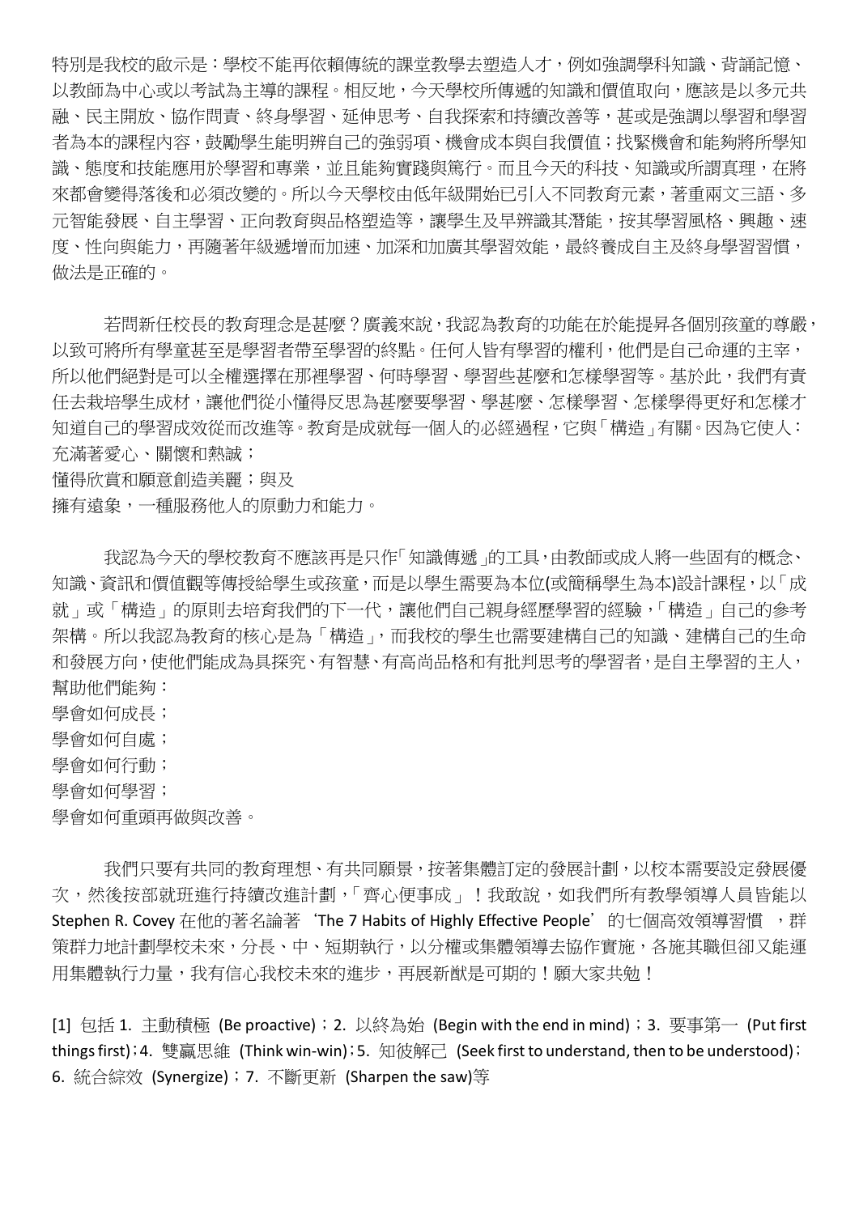特別是我校的啟示是：學校不能再依賴傳統的課堂教學去塑造人才，例如強調學科知識、背誦記憶、以教師為中心或以考試為主導的課程。相反地，今天學校所傳遞的知識和價值取向，應該是以多元共融、民主開放、協作問責、終身學習、延伸思考、自我探索和持續改善等，甚或是強調以學習和學習者為本的課程內容，鼓勵學生能明辨自己的強弱項、機會成本與自我價值；找緊機會和能夠將所學知識、態度和技能應用於學習和專業，並且能夠實踐與篤行。而且今天的科技、知識或所謂真理，在將來都會變得落後和必須改變的。所以今天學校由低年級開始已引入不同教育元素，著重兩文三語、多元智能發展、自主學習、正向教育與品格塑造等，讓學生及早辨識其潛能，按其學習風格、興趣、速度、性向與能力，再隨著年級遞增而加速、加深和加廣其學習效能，最終養成自主及終身學習習慣，做法是正確的。

若問新任校長的教育理念是甚麼？廣義來說，我認為教育的功能在於能提昇各個別孩童的尊嚴，以致可將所有學童甚至是學習者帶至學習的終點。任何人皆有學習的權利，他們是自己命運的主宰，所以他們絕對是可以全權選擇在那裡學習、何時學習、學習些甚麼和怎樣學習等。基於此，我們有責任去栽培學生成材，讓他們從小懂得反思為甚麼要學習、學甚麼、怎樣學習、怎樣學得更好和怎樣才知道自己的學習成效從而改進等。教育是成就每一個人的必經過程，它與「構造」有關。因為它使人：
充滿著愛心、關懷和熱誠；
懂得欣賞和願意創造美麗；與及
擁有遠象，一種服務他人的原動力和能力。

我認為今天的學校教育不應該再是只作「知識傳遞」的工具，由教師或成人將一些固有的概念、知識、資訊和價值觀等傳授給學生或孩童，而是以學生需要為本位(或簡稱學生為本)設計課程，以「成就」或「構造」的原則去培育我們的下一代，讓他們自己親身經歷學習的經驗，「構造」自己的參考架構。所以我認為教育的核心是為「構造」，而我校的學生也需要建構自己的知識、建構自己的生命和發展方向，使他們能成為具探究、有智慧、有高尚品格和有批判思考的學習者，是自主學習的主人，幫助他們能夠：
學會如何成長；
學會如何自處；
學會如何行動；
學會如何學習；
學會如何重頭再做與改善。

我們只要有共同的教育理想、有共同願景，按著集體訂定的發展計劃，以校本需要設定發展優次，然後按部就班進行持續改進計劃，「齊心便事成」！我敢說，如我們所有教學領導人員皆能以 Stephen R. Covey 在他的著名論著‘The 7 Habits of Highly Effective People’的七個高效領導習慣 ，群策群力地計劃學校未來，分長、中、短期執行，以分權或集體領導去協作實施，各施其職但卻又能運用集體執行力量，我有信心我校未來的進步，再展新猷是可期的！願大家共勉！

[1] 包括 1. 主動積極 (Be proactive)；2. 以終為始 (Begin with the end in mind)；3. 要事第一 (Put first things first)；4. 雙贏思維 (Think win-win)；5. 知彼解己 (Seek first to understand, then to be understood)；6. 統合綜效 (Synergize)；7. 不斷更新 (Sharpen the saw)等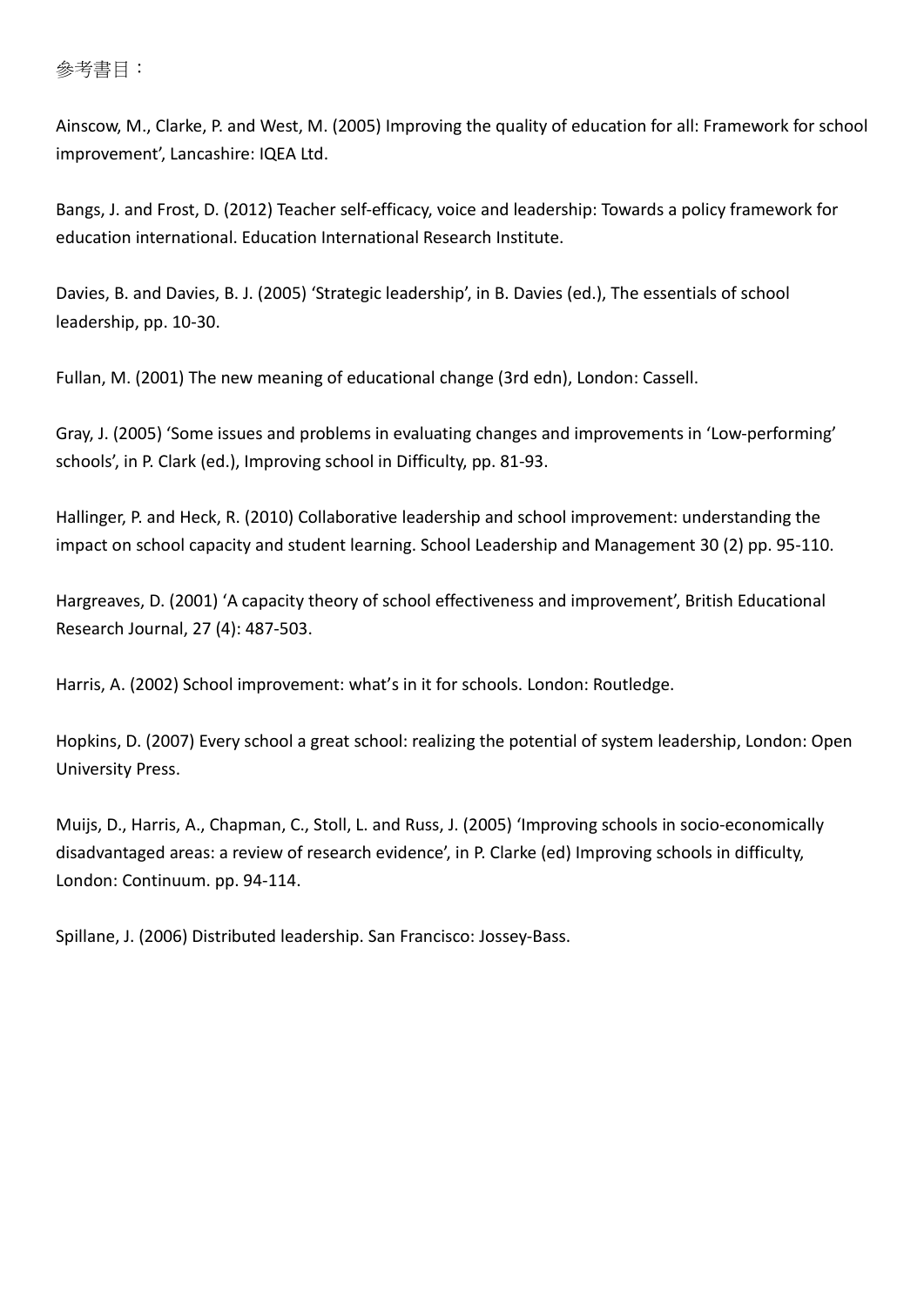參考書目：

Ainscow, M., Clarke, P. and West, M. (2005) Improving the quality of education for all: Framework for school improvement', Lancashire: IQEA Ltd.

Bangs, J. and Frost, D. (2012) Teacher self-efficacy, voice and leadership: Towards a policy framework for education international. Education International Research Institute.

Davies, B. and Davies, B. J. (2005) 'Strategic leadership', in B. Davies (ed.), The essentials of school leadership, pp. 10-30.

Fullan, M. (2001) The new meaning of educational change (3rd edn), London: Cassell.

Gray, J. (2005) 'Some issues and problems in evaluating changes and improvements in 'Low-performing' schools', in P. Clark (ed.), Improving school in Difficulty, pp. 81-93.

Hallinger, P. and Heck, R. (2010) Collaborative leadership and school improvement: understanding the impact on school capacity and student learning. School Leadership and Management 30 (2) pp. 95-110.

Hargreaves, D. (2001) 'A capacity theory of school effectiveness and improvement', British Educational Research Journal, 27 (4): 487-503.

Harris, A. (2002) School improvement: what's in it for schools. London: Routledge.

Hopkins, D. (2007) Every school a great school: realizing the potential of system leadership, London: Open University Press.

Muijs, D., Harris, A., Chapman, C., Stoll, L. and Russ, J. (2005) 'Improving schools in socio-economically disadvantaged areas: a review of research evidence', in P. Clarke (ed) Improving schools in difficulty, London: Continuum. pp. 94-114.

Spillane, J. (2006) Distributed leadership. San Francisco: Jossey-Bass.